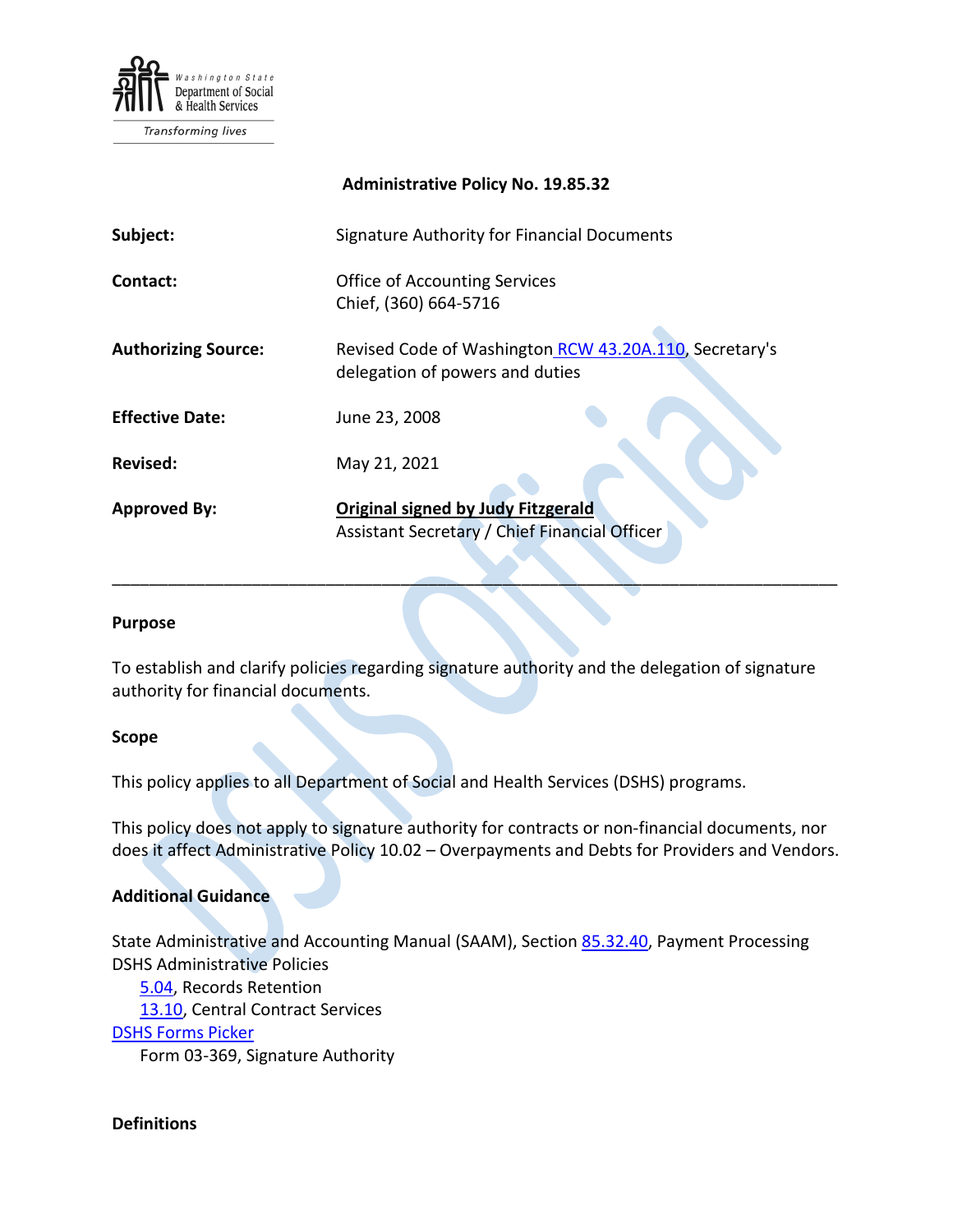Washington State Department of Social & Health Services

*Transforming lives*

**Administrative Policy No. 19.85.32**

| | |
|---|---|
| **Subject:** | Signature Authority for Financial Documents |
| **Contact:** | Office of Accounting Services<br>Chief, (360) 664-5716 |
| **Authorizing Source:** | Revised Code of Washington RCW 43.20A.110, Secretary's delegation of powers and duties |
| **Effective Date:** | June 23, 2008 |
| **Revised:** | May 21, 2021 |
| **Approved By:** | **Original signed by Judy Fitzgerald**<br>Assistant Secretary / Chief Financial Officer |

---

**Purpose**

To establish and clarify policies regarding signature authority and the delegation of signature authority for financial documents.

**Scope**

This policy applies to all Department of Social and Health Services (DSHS) programs.

This policy does not apply to signature authority for contracts or non-financial documents, nor does it affect Administrative Policy 10.02 – Overpayments and Debts for Providers and Vendors.

**Additional Guidance**

State Administrative and Accounting Manual (SAAM), Section 85.32.40, Payment Processing
DSHS Administrative Policies
- 5.04, Records Retention
- 13.10, Central Contract Services

DSHS Forms Picker
- Form 03-369, Signature Authority

**Definitions**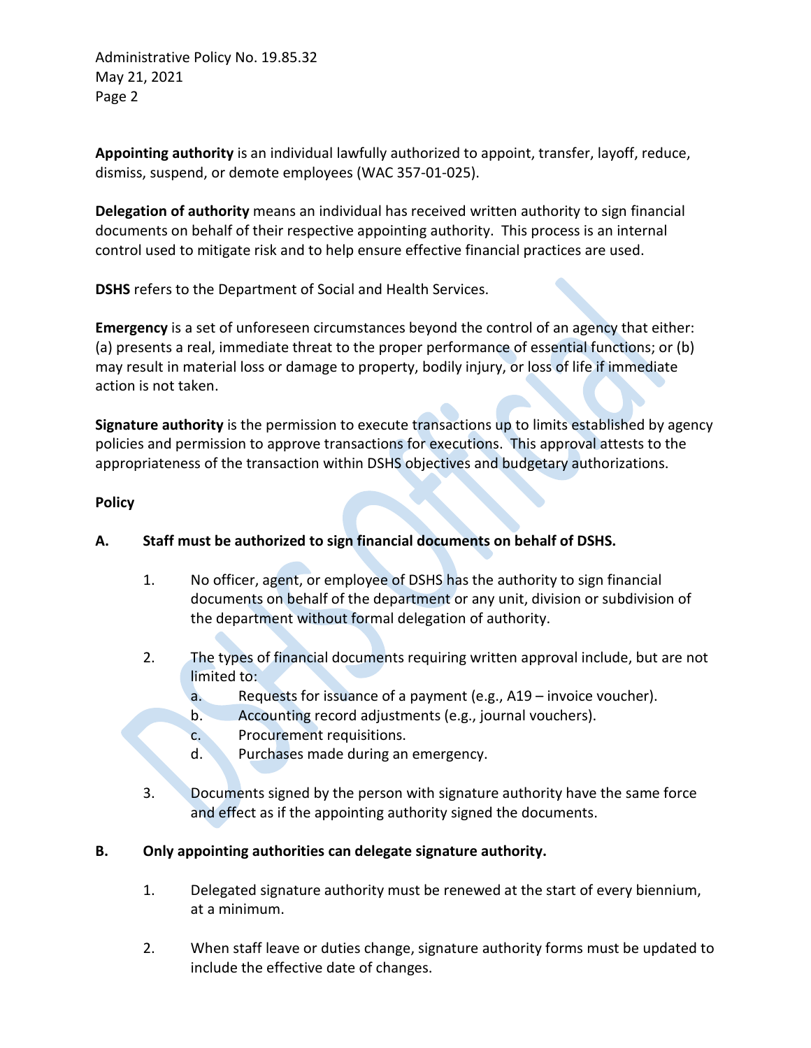**Appointing authority** is an individual lawfully authorized to appoint, transfer, layoff, reduce, dismiss, suspend, or demote employees (WAC 357-01-025).

**Delegation of authority** means an individual has received written authority to sign financial documents on behalf of their respective appointing authority. This process is an internal control used to mitigate risk and to help ensure effective financial practices are used.

**DSHS** refers to the Department of Social and Health Services.

**Emergency** is a set of unforeseen circumstances beyond the control of an agency that either: (a) presents a real, immediate threat to the proper performance of essential functions; or (b) may result in material loss or damage to property, bodily injury, or loss of life if immediate action is not taken.

**Signature authority** is the permission to execute transactions up to limits established by agency policies and permission to approve transactions for executions. This approval attests to the appropriateness of the transaction within DSHS objectives and budgetary authorizations.

**Policy**

**A. Staff must be authorized to sign financial documents on behalf of DSHS.**

1. No officer, agent, or employee of DSHS has the authority to sign financial documents on behalf of the department or any unit, division or subdivision of the department without formal delegation of authority.

2. The types of financial documents requiring written approval include, but are not limited to:
   a. Requests for issuance of a payment (e.g., A19 – invoice voucher).
   b. Accounting record adjustments (e.g., journal vouchers).
   c. Procurement requisitions.
   d. Purchases made during an emergency.

3. Documents signed by the person with signature authority have the same force and effect as if the appointing authority signed the documents.

**B. Only appointing authorities can delegate signature authority.**

1. Delegated signature authority must be renewed at the start of every biennium, at a minimum.

2. When staff leave or duties change, signature authority forms must be updated to include the effective date of changes.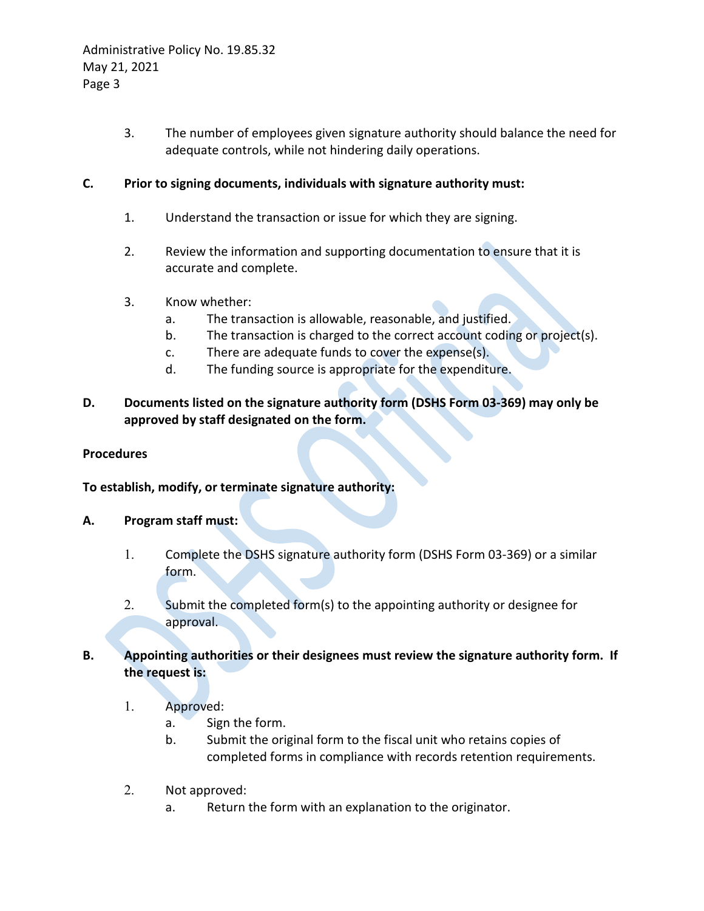3. The number of employees given signature authority should balance the need for adequate controls, while not hindering daily operations.

**C. Prior to signing documents, individuals with signature authority must:**

1. Understand the transaction or issue for which they are signing.

2. Review the information and supporting documentation to ensure that it is accurate and complete.

3. Know whether:
   a. The transaction is allowable, reasonable, and justified.
   b. The transaction is charged to the correct account coding or project(s).
   c. There are adequate funds to cover the expense(s).
   d. The funding source is appropriate for the expenditure.

**D. Documents listed on the signature authority form (DSHS Form 03-369) may only be approved by staff designated on the form.**

**Procedures**

**To establish, modify, or terminate signature authority:**

**A. Program staff must:**

1. Complete the DSHS signature authority form (DSHS Form 03-369) or a similar form.

2. Submit the completed form(s) to the appointing authority or designee for approval.

**B. Appointing authorities or their designees must review the signature authority form. If the request is:**

1. Approved:
   a. Sign the form.
   b. Submit the original form to the fiscal unit who retains copies of completed forms in compliance with records retention requirements.

2. Not approved:
   a. Return the form with an explanation to the originator.